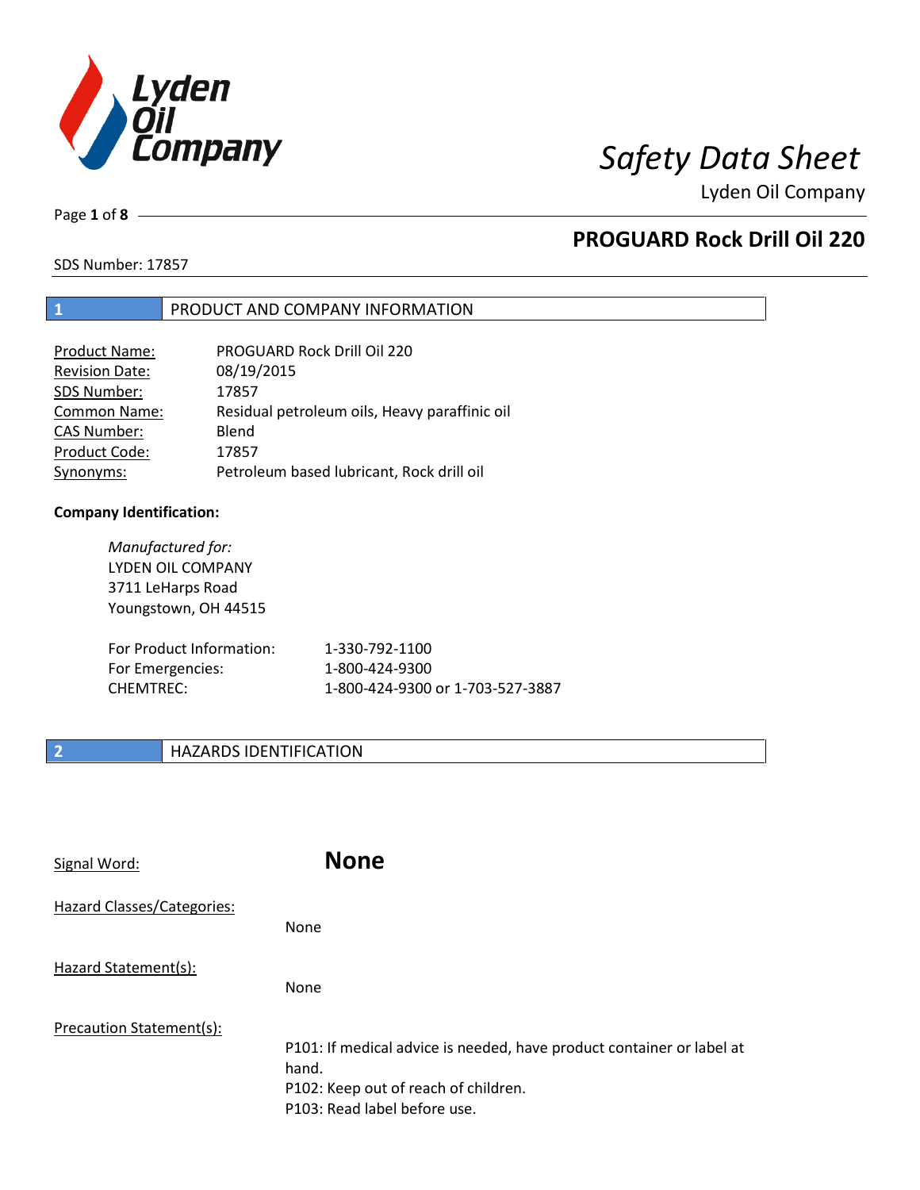# Safety Data Sheet

Lyden Oil Company

## PROGUARD Rock Drill Oil 220

SDS Number: 17857

## 1 PRODUCT AND COMPANY INFORMATION

| | |
|---|---|
| Product Name: | PROGUARD Rock Drill Oil 220 |
| Revision Date: | 08/19/2015 |
| SDS Number: | 17857 |
| Common Name: | Residual petroleum oils, Heavy paraffinic oil |
| CAS Number: | Blend |
| Product Code: | 17857 |
| Synonyms: | Petroleum based lubricant, Rock drill oil |

**Company Identification:**

*Manufactured for:*
LYDEN OIL COMPANY
3711 LeHarps Road
Youngstown, OH 44515

| | |
|---|---|
| For Product Information: | 1-330-792-1100 |
| For Emergencies: | 1-800-424-9300 |
| CHEMTREC: | 1-800-424-9300 or 1-703-527-3887 |

## 2 HAZARDS IDENTIFICATION

Signal Word: **None**

Hazard Classes/Categories:

None

Hazard Statement(s):

None

Precaution Statement(s):

P101: If medical advice is needed, have product container or label at hand.
P102: Keep out of reach of children.
P103: Read label before use.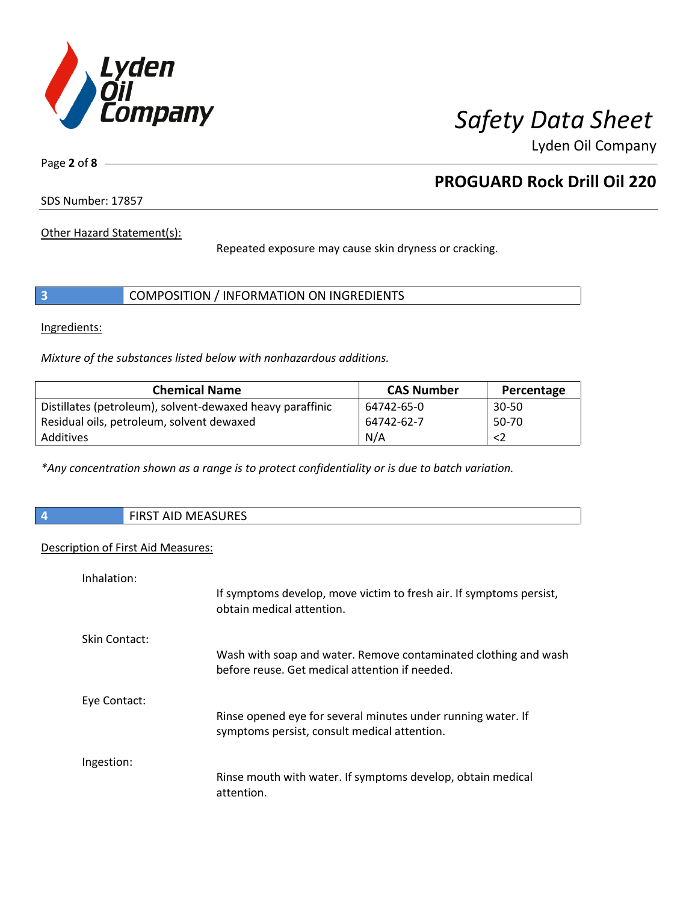Other Hazard Statement(s):

Repeated exposure may cause skin dryness or cracking.

## 3 COMPOSITION / INFORMATION ON INGREDIENTS

Ingredients:

*Mixture of the substances listed below with nonhazardous additions.*

| Chemical Name | CAS Number | Percentage |
|---|---|---|
| Distillates (petroleum), solvent-dewaxed heavy paraffinic | 64742-65-0 | 30-50 |
| Residual oils, petroleum, solvent dewaxed | 64742-62-7 | 50-70 |
| Additives | N/A | <2 |

*\*Any concentration shown as a range is to protect confidentiality or is due to batch variation.*

## 4 FIRST AID MEASURES

Description of First Aid Measures:

Inhalation:

If symptoms develop, move victim to fresh air. If symptoms persist, obtain medical attention.

Skin Contact:

Wash with soap and water. Remove contaminated clothing and wash before reuse. Get medical attention if needed.

Eye Contact:

Rinse opened eye for several minutes under running water. If symptoms persist, consult medical attention.

Ingestion:

Rinse mouth with water. If symptoms develop, obtain medical attention.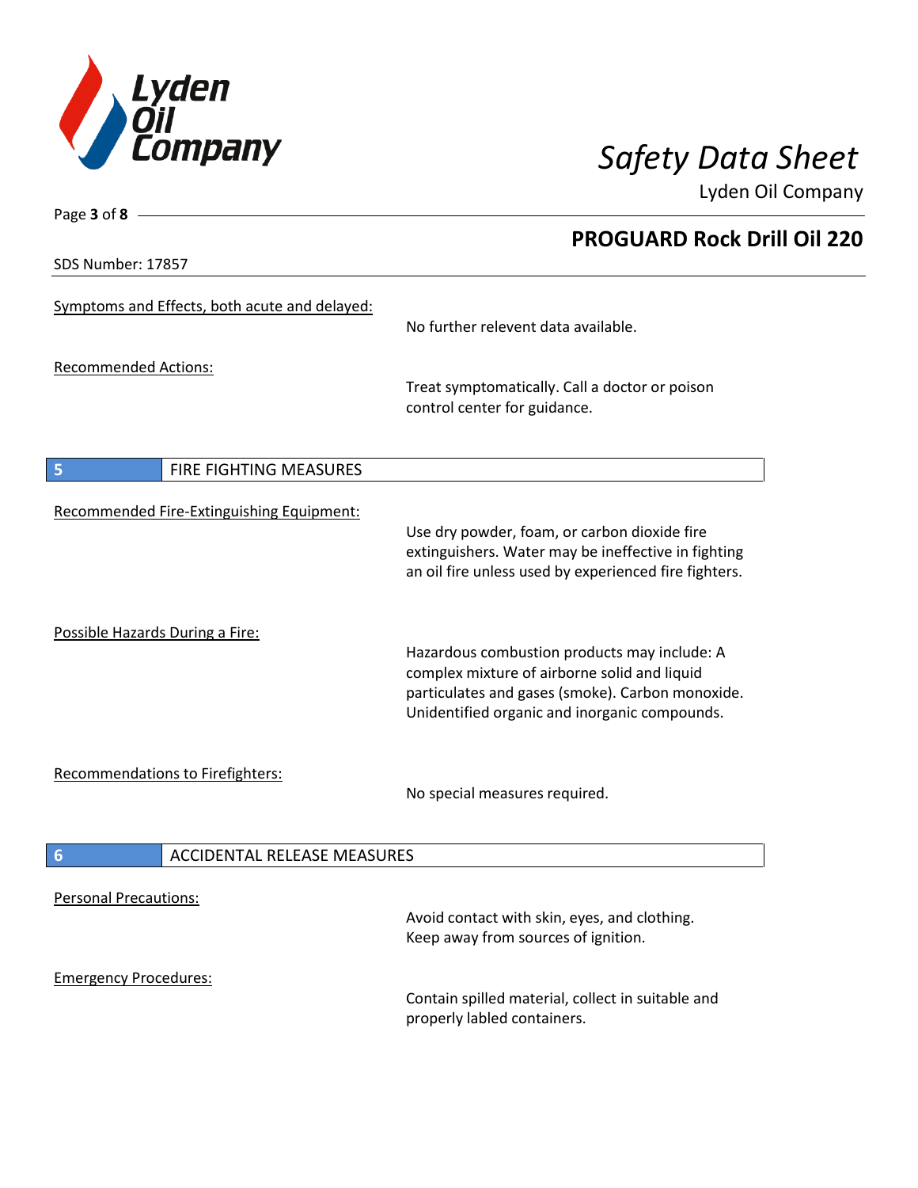Symptoms and Effects, both acute and delayed:

No further relevent data available.

Recommended Actions:

Treat symptomatically. Call a doctor or poison control center for guidance.

## 5 FIRE FIGHTING MEASURES

Recommended Fire-Extinguishing Equipment:

Use dry powder, foam, or carbon dioxide fire extinguishers. Water may be ineffective in fighting an oil fire unless used by experienced fire fighters.

Possible Hazards During a Fire:

Hazardous combustion products may include: A complex mixture of airborne solid and liquid particulates and gases (smoke). Carbon monoxide. Unidentified organic and inorganic compounds.

Recommendations to Firefighters:

No special measures required.

## 6 ACCIDENTAL RELEASE MEASURES

Personal Precautions:

Avoid contact with skin, eyes, and clothing. Keep away from sources of ignition.

Emergency Procedures:

Contain spilled material, collect in suitable and properly labled containers.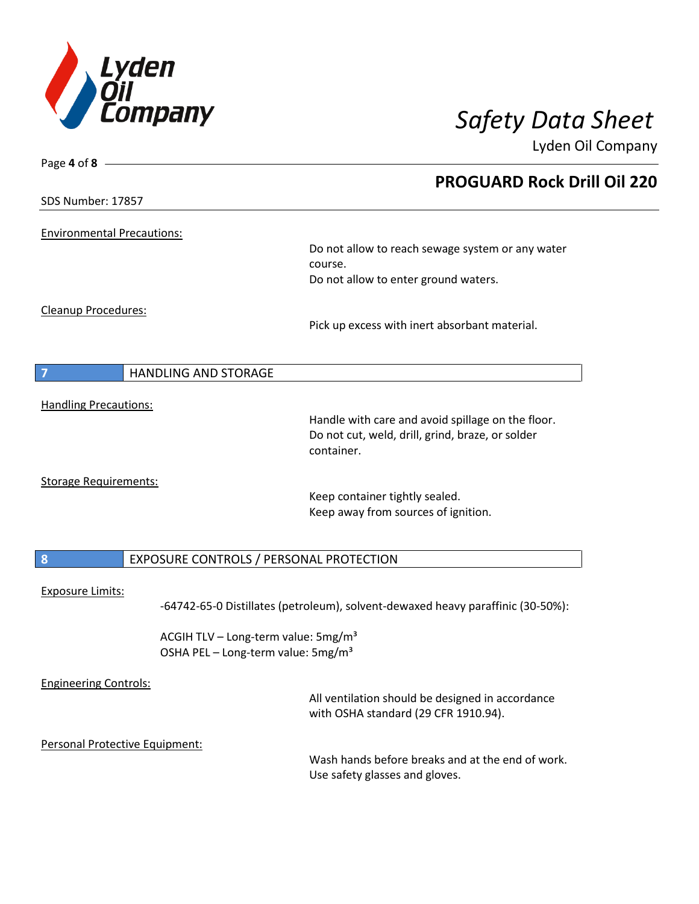Environmental Precautions:

Do not allow to reach sewage system or any water course.
Do not allow to enter ground waters.

Cleanup Procedures:

Pick up excess with inert absorbant material.

## 7 HANDLING AND STORAGE

Handling Precautions:

Handle with care and avoid spillage on the floor.
Do not cut, weld, drill, grind, braze, or solder container.

Storage Requirements:

Keep container tightly sealed.
Keep away from sources of ignition.

## 8 EXPOSURE CONTROLS / PERSONAL PROTECTION

Exposure Limits:

-64742-65-0 Distillates (petroleum), solvent-dewaxed heavy paraffinic (30-50%):

ACGIH TLV – Long-term value: 5mg/m³
OSHA PEL – Long-term value: 5mg/m³

Engineering Controls:

All ventilation should be designed in accordance with OSHA standard (29 CFR 1910.94).

Personal Protective Equipment:

Wash hands before breaks and at the end of work.
Use safety glasses and gloves.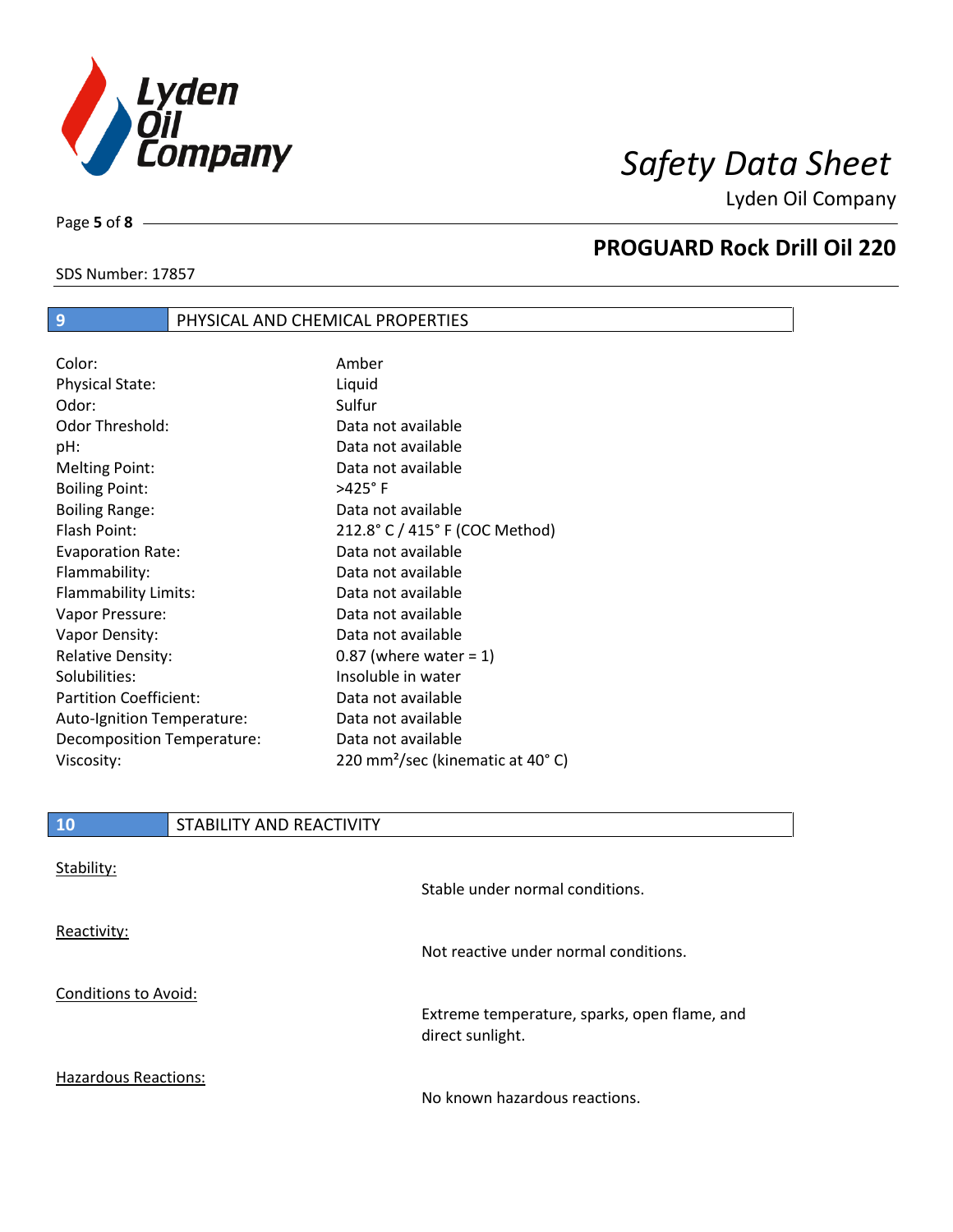## 9 PHYSICAL AND CHEMICAL PROPERTIES

| Property | Value |
|---|---|
| Color: | Amber |
| Physical State: | Liquid |
| Odor: | Sulfur |
| Odor Threshold: | Data not available |
| pH: | Data not available |
| Melting Point: | Data not available |
| Boiling Point: | >425° F |
| Boiling Range: | Data not available |
| Flash Point: | 212.8° C / 415° F (COC Method) |
| Evaporation Rate: | Data not available |
| Flammability: | Data not available |
| Flammability Limits: | Data not available |
| Vapor Pressure: | Data not available |
| Vapor Density: | Data not available |
| Relative Density: | 0.87 (where water = 1) |
| Solubilities: | Insoluble in water |
| Partition Coefficient: | Data not available |
| Auto-Ignition Temperature: | Data not available |
| Decomposition Temperature: | Data not available |
| Viscosity: | 220 $mm^2$/sec (kinematic at 40° C) |

## 10 STABILITY AND REACTIVITY

Stability:

Stable under normal conditions.

Reactivity:

Not reactive under normal conditions.

Conditions to Avoid:

Extreme temperature, sparks, open flame, and direct sunlight.

Hazardous Reactions:

No known hazardous reactions.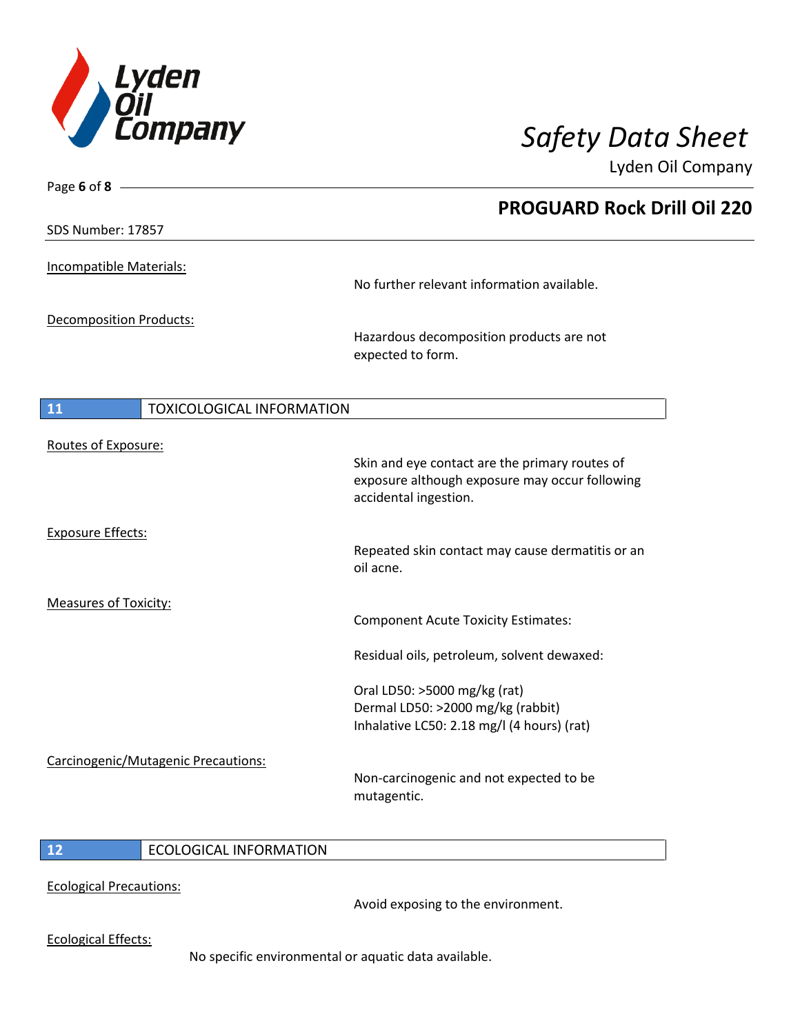Incompatible Materials:

No further relevant information available.

Decomposition Products:

Hazardous decomposition products are not expected to form.

## 11 TOXICOLOGICAL INFORMATION

Routes of Exposure:

Skin and eye contact are the primary routes of exposure although exposure may occur following accidental ingestion.

Exposure Effects:

Repeated skin contact may cause dermatitis or an oil acne.

Measures of Toxicity:

Component Acute Toxicity Estimates:

Residual oils, petroleum, solvent dewaxed:

Oral LD50: >5000 mg/kg (rat)
Dermal LD50: >2000 mg/kg (rabbit)
Inhalative LC50: 2.18 mg/l (4 hours) (rat)

Carcinogenic/Mutagenic Precautions:

Non-carcinogenic and not expected to be mutagentic.

## 12 ECOLOGICAL INFORMATION

Ecological Precautions:

Avoid exposing to the environment.

Ecological Effects:

No specific environmental or aquatic data available.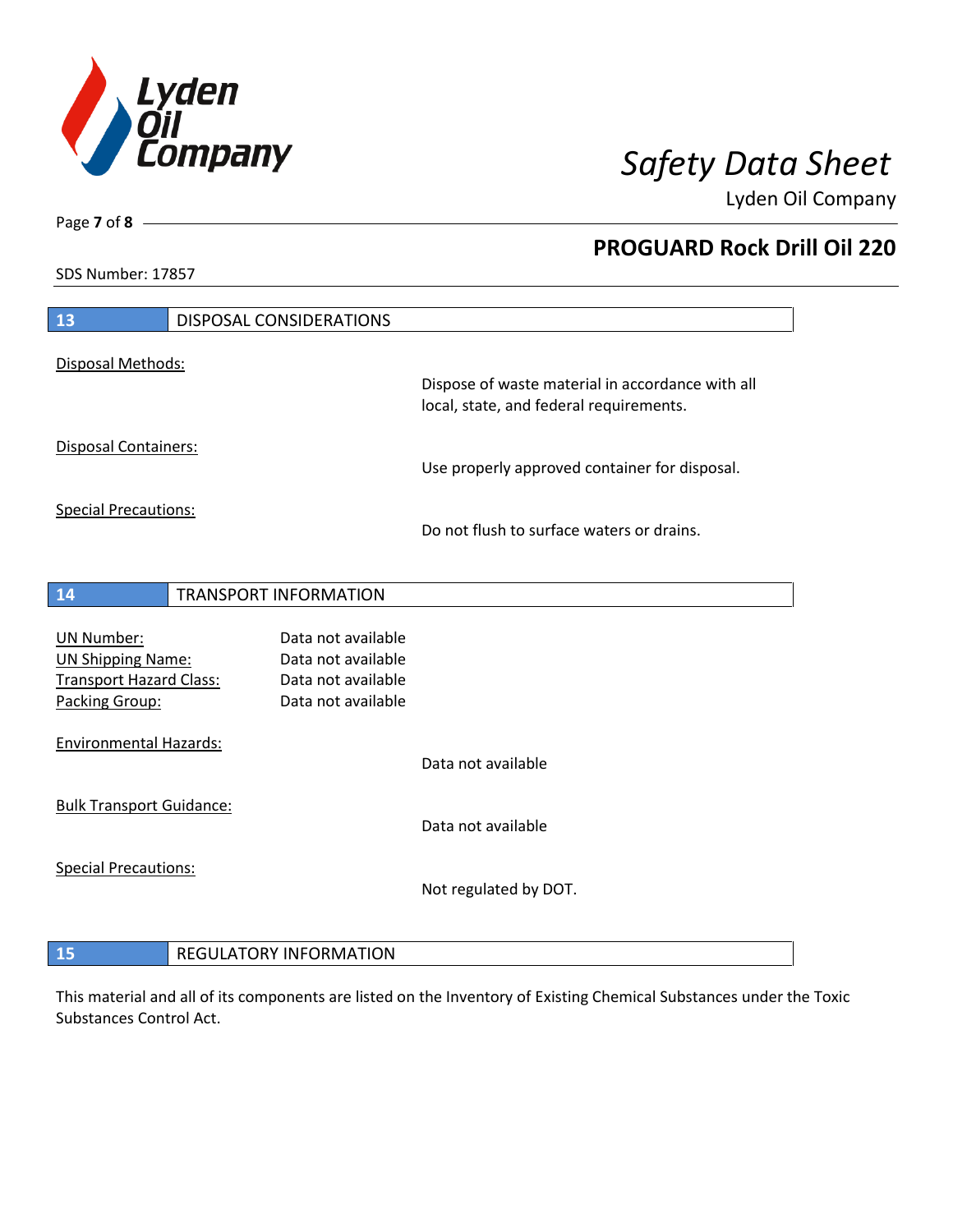## 13 DISPOSAL CONSIDERATIONS

Disposal Methods:

Dispose of waste material in accordance with all local, state, and federal requirements.

Disposal Containers:

Use properly approved container for disposal.

Special Precautions:

Do not flush to surface waters or drains.

## 14 TRANSPORT INFORMATION

| | |
|---|---|
| UN Number: | Data not available |
| UN Shipping Name: | Data not available |
| Transport Hazard Class: | Data not available |
| Packing Group: | Data not available |

Environmental Hazards:

Data not available

Bulk Transport Guidance:

Data not available

Special Precautions:

Not regulated by DOT.

## 15 REGULATORY INFORMATION

This material and all of its components are listed on the Inventory of Existing Chemical Substances under the Toxic Substances Control Act.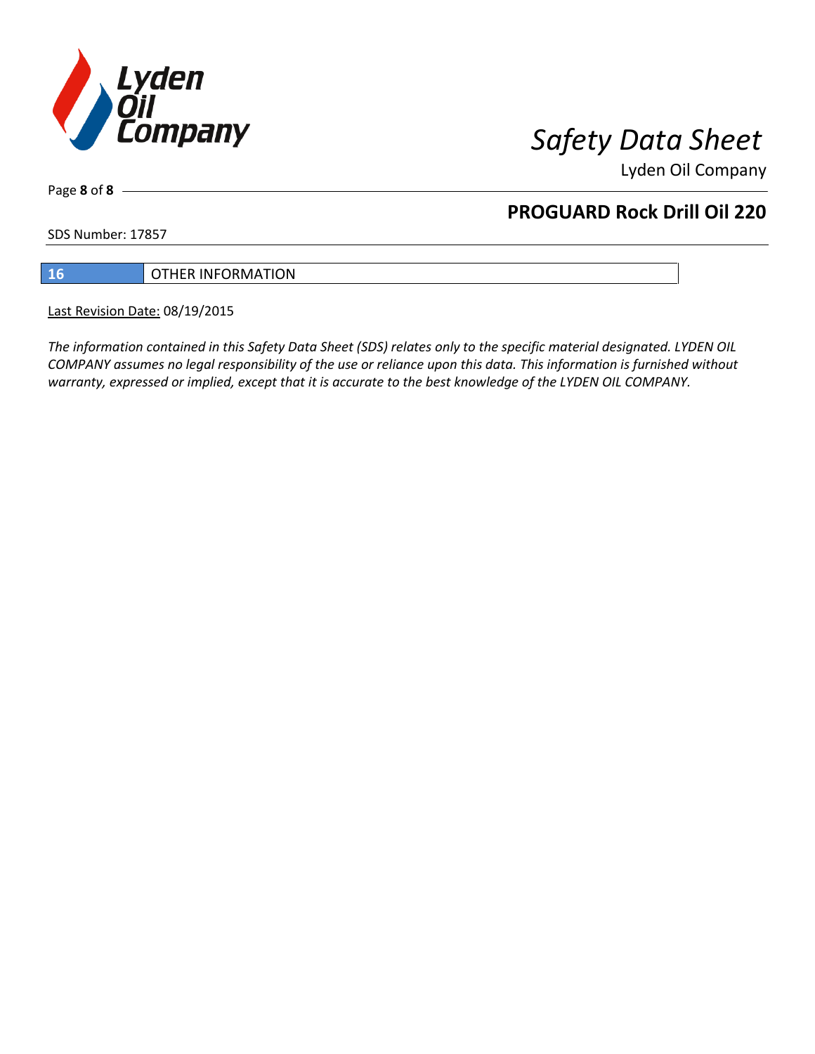## 16 OTHER INFORMATION

Last Revision Date: 08/19/2015

*The information contained in this Safety Data Sheet (SDS) relates only to the specific material designated. LYDEN OIL COMPANY assumes no legal responsibility of the use or reliance upon this data. This information is furnished without warranty, expressed or implied, except that it is accurate to the best knowledge of the LYDEN OIL COMPANY.*